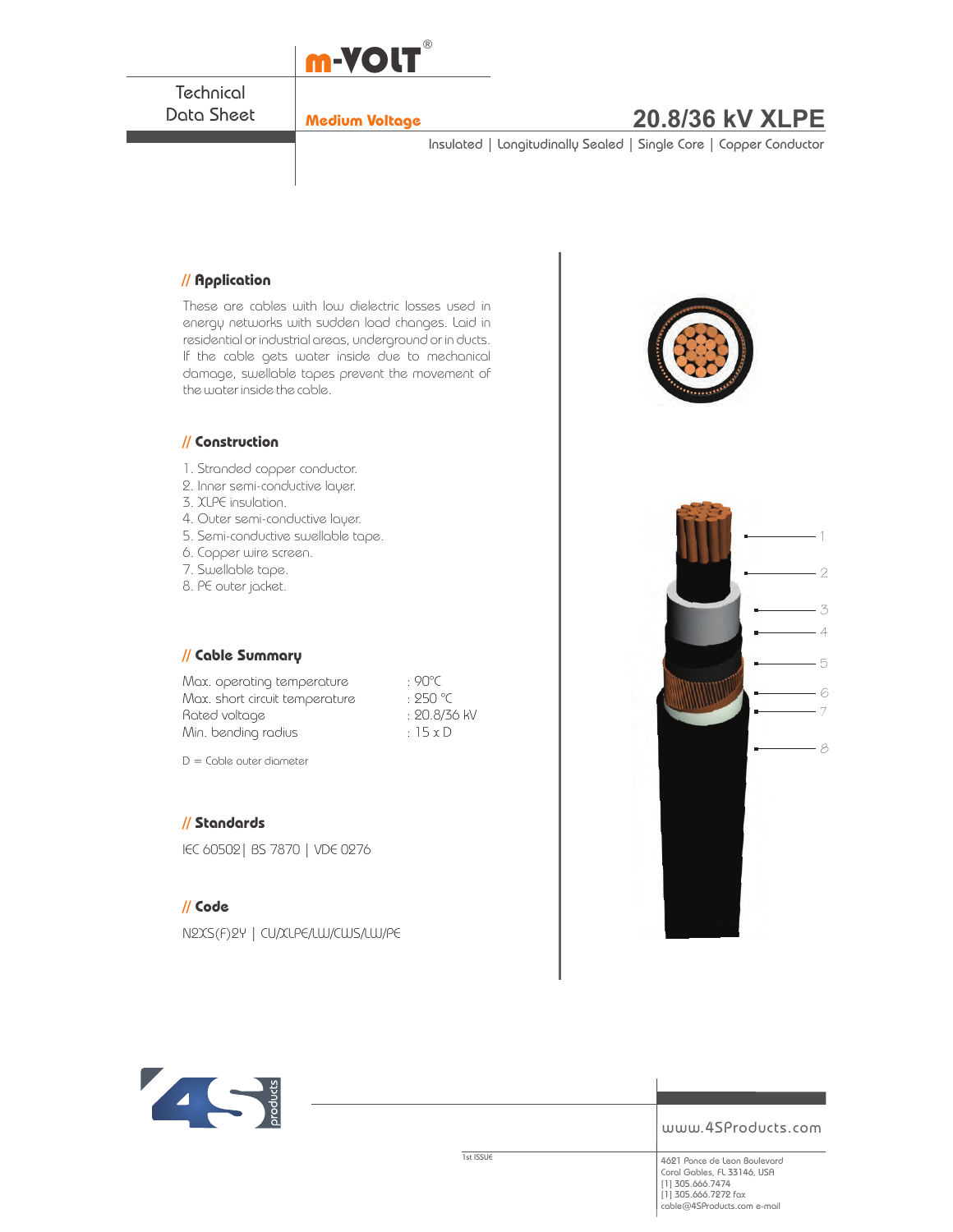m-VOLT®

Technical Data Sheet

**Medium Voltage**

# 20.8/36 kV XLPE

Insulated | Longitudinally Sealed | Single Core | Copper Conductor

## // Application

These are cables with low dielectric losses used in energy networks with sudden load changes. Laid in residential or industrial areas, underground or in ducts. If the cable gets water inside due to mechanical damage, swellable tapes prevent the movement of the water inside the cable.

## // Construction

1. Stranded copper conductor.
2. Inner semi-conductive layer.
3. XLPE insulation.
4. Outer semi-conductive layer.
5. Semi-conductive swellable tape.
6. Copper wire screen.
7. Swellable tape.
8. PE outer jacket.

## // Cable Summary

| | |
|---|---|
| Max. operating temperature | : 90°C |
| Max. short circuit temperature | : 250 °C |
| Rated voltage | : 20.8/36 kV |
| Min. bending radius | : 15 x D |

D = Cable outer diameter

## // Standards

IEC 60502| BS 7870 | VDE 0276

## // Code

N2XS(F)2Y | CU/XLPE/LW/CWS/LW/PE

1 2 3 4 5 6 7 8

www.4SProducts.com

1st ISSUE

4621 Ponce de Leon Boulevard
Coral Gables, FL 33146, USA
[1] 305.666.7474
[1] 305.666.7272 fax
cable@4SProducts.com e-mail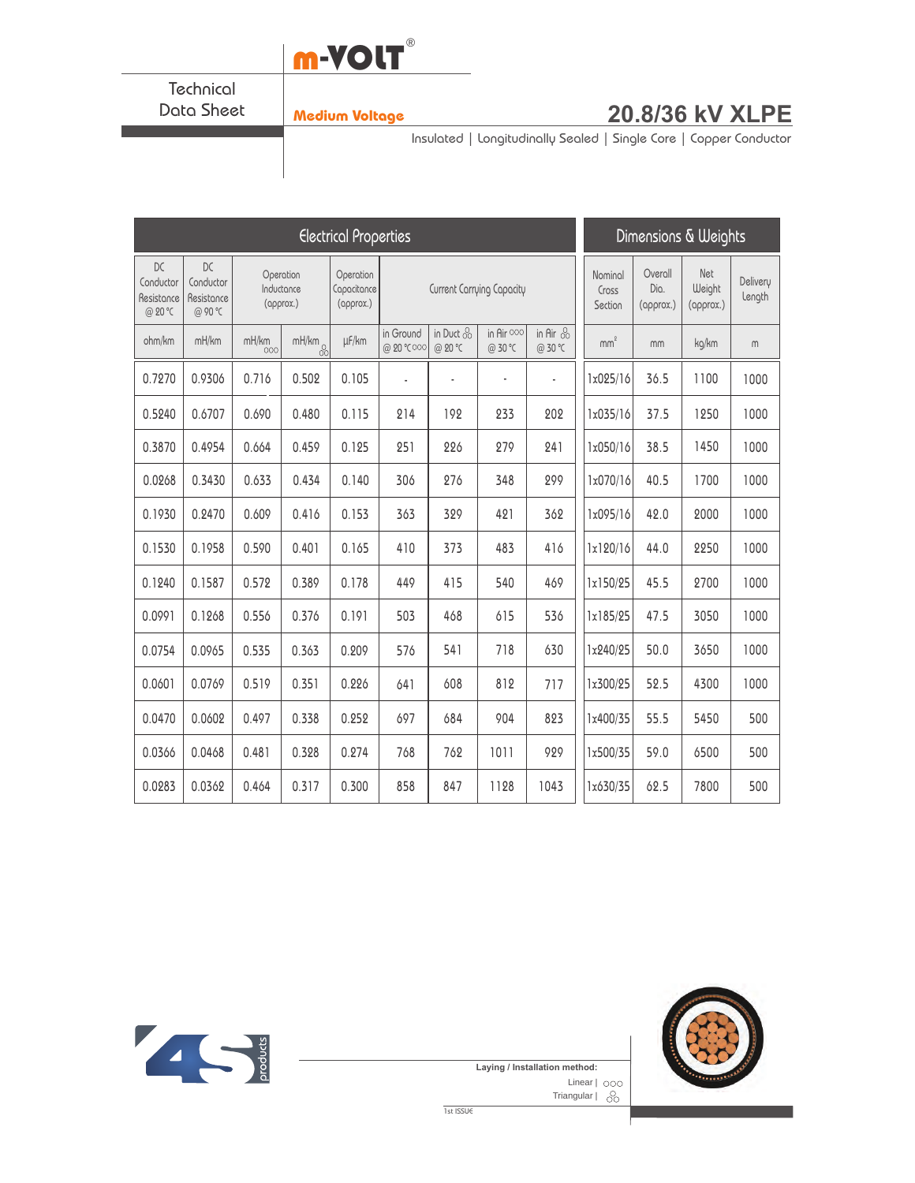m-VOLT®

Technical Data Sheet

**Medium Voltage**

# 20.8/36 kV XLPE

Insulated | Longitudinally Sealed | Single Core | Copper Conductor

| Electrical Properties | | | | | | | | | Dimensions & Weights | | | |
|---|---|---|---|---|---|---|---|---|---|---|---|---|
| DC Conductor Resistance @ 20 °C | DC Conductor Resistance @ 90 °C | Operation Inductance (approx.) | | Operation Capacitance (approx.) | Current Carrying Capacity | | | | Nominal Cross Section | Overall Dia. (approx.) | Net Weight (approx.) | Delivery Length |
| ohm/km | mH/km | mH/km ooo | mH/km (triangular) | µF/km | in Ground @ 20 °C ooo | in Duct (triangular) @ 20 °C | in Air ooo @ 30 °C | in Air (triangular) @ 30 °C | mm² | mm | kg/km | m |
| 0.7270 | 0.9306 | 0.716 | 0.502 | 0.105 | - | - | - | - | 1x025/16 | 36.5 | 1100 | 1000 |
| 0.5240 | 0.6707 | 0.690 | 0.480 | 0.115 | 214 | 192 | 233 | 202 | 1x035/16 | 37.5 | 1250 | 1000 |
| 0.3870 | 0.4954 | 0.664 | 0.459 | 0.125 | 251 | 226 | 279 | 241 | 1x050/16 | 38.5 | 1450 | 1000 |
| 0.0268 | 0.3430 | 0.633 | 0.434 | 0.140 | 306 | 276 | 348 | 299 | 1x070/16 | 40.5 | 1700 | 1000 |
| 0.1930 | 0.2470 | 0.609 | 0.416 | 0.153 | 363 | 329 | 421 | 362 | 1x095/16 | 42.0 | 2000 | 1000 |
| 0.1530 | 0.1958 | 0.590 | 0.401 | 0.165 | 410 | 373 | 483 | 416 | 1x120/16 | 44.0 | 2250 | 1000 |
| 0.1240 | 0.1587 | 0.572 | 0.389 | 0.178 | 449 | 415 | 540 | 469 | 1x150/25 | 45.5 | 2700 | 1000 |
| 0.0991 | 0.1268 | 0.556 | 0.376 | 0.191 | 503 | 468 | 615 | 536 | 1x185/25 | 47.5 | 3050 | 1000 |
| 0.0754 | 0.0965 | 0.535 | 0.363 | 0.209 | 576 | 541 | 718 | 630 | 1x240/25 | 50.0 | 3650 | 1000 |
| 0.0601 | 0.0769 | 0.519 | 0.351 | 0.226 | 641 | 608 | 812 | 717 | 1x300/25 | 52.5 | 4300 | 1000 |
| 0.0470 | 0.0602 | 0.497 | 0.338 | 0.252 | 697 | 684 | 904 | 823 | 1x400/35 | 55.5 | 5450 | 500 |
| 0.0366 | 0.0468 | 0.481 | 0.328 | 0.274 | 768 | 762 | 1011 | 929 | 1x500/35 | 59.0 | 6500 | 500 |
| 0.0283 | 0.0362 | 0.464 | 0.317 | 0.300 | 858 | 847 | 1128 | 1043 | 1x630/35 | 62.5 | 7800 | 500 |

**Laying / Installation method:**

Linear | ooo

Triangular | (triangular)

1st ISSUE